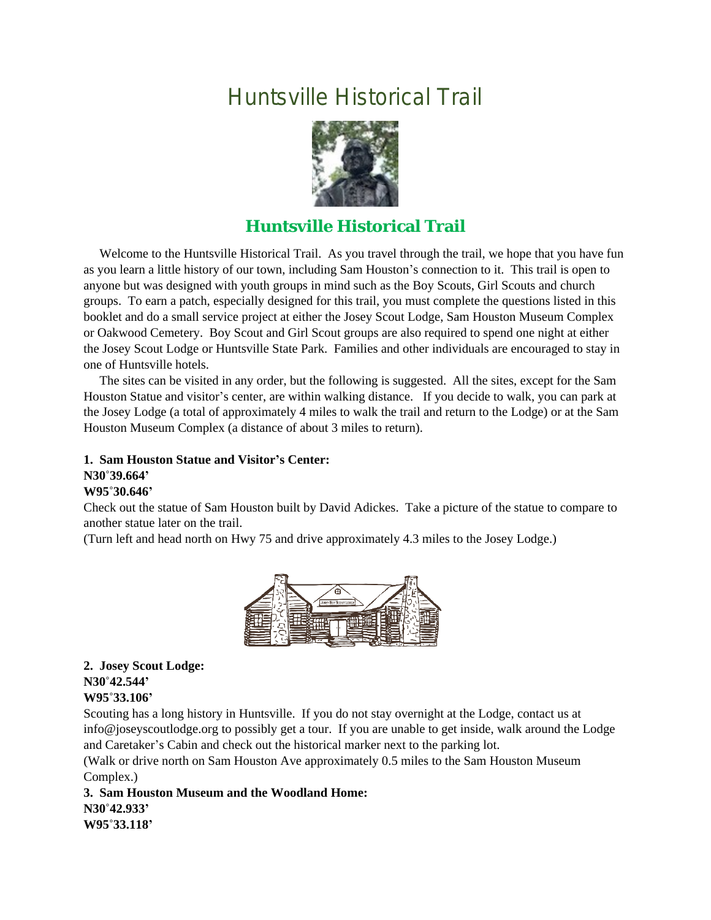# Huntsville Historical Trail

## Huntsville Historical Trail

Welcome to the Huntsville Historical Trail. As you travel through the trail, we hope that you have fun as you learn a little history of our town, including Sam Houston's connection to it. This trail is open to anyone but was designed with youth groups in mind such as the Boy Scouts, Girl Scouts and church groups. To earn a patch, especially designed for this trail, you must complete the questions listed in this booklet and do a small service project at either the Josey Scout Lodge, Sam Houston Museum Complex or Oakwood Cemetery. Boy Scout and Girl Scout groups are also required to spend one night at either the Josey Scout Lodge or Huntsville State Park. Families and other individuals are encouraged to stay in one of Huntsville hotels.

The sites can be visited in any order, but the following is suggested. All the sites, except for the Sam Houston Statue and visitor's center, are within walking distance. If you decide to walk, you can park at the Josey Lodge (a total of approximately 4 miles to walk the trail and return to the Lodge) or at the Sam Houston Museum Complex (a distance of about 3 miles to return).

**1. Sam Houston Statue and Visitor's Center:**
**N30˚39.664'**
**W95˚30.646'**

Check out the statue of Sam Houston built by David Adickes. Take a picture of the statue to compare to another statue later on the trail.

(Turn left and head north on Hwy 75 and drive approximately 4.3 miles to the Josey Lodge.)

**2. Josey Scout Lodge:**
**N30˚42.544'**
**W95˚33.106'**

Scouting has a long history in Huntsville. If you do not stay overnight at the Lodge, contact us at info@joseyscoutlodge.org to possibly get a tour. If you are unable to get inside, walk around the Lodge and Caretaker's Cabin and check out the historical marker next to the parking lot.

(Walk or drive north on Sam Houston Ave approximately 0.5 miles to the Sam Houston Museum Complex.)

**3. Sam Houston Museum and the Woodland Home:**
**N30˚42.933'**
**W95˚33.118'**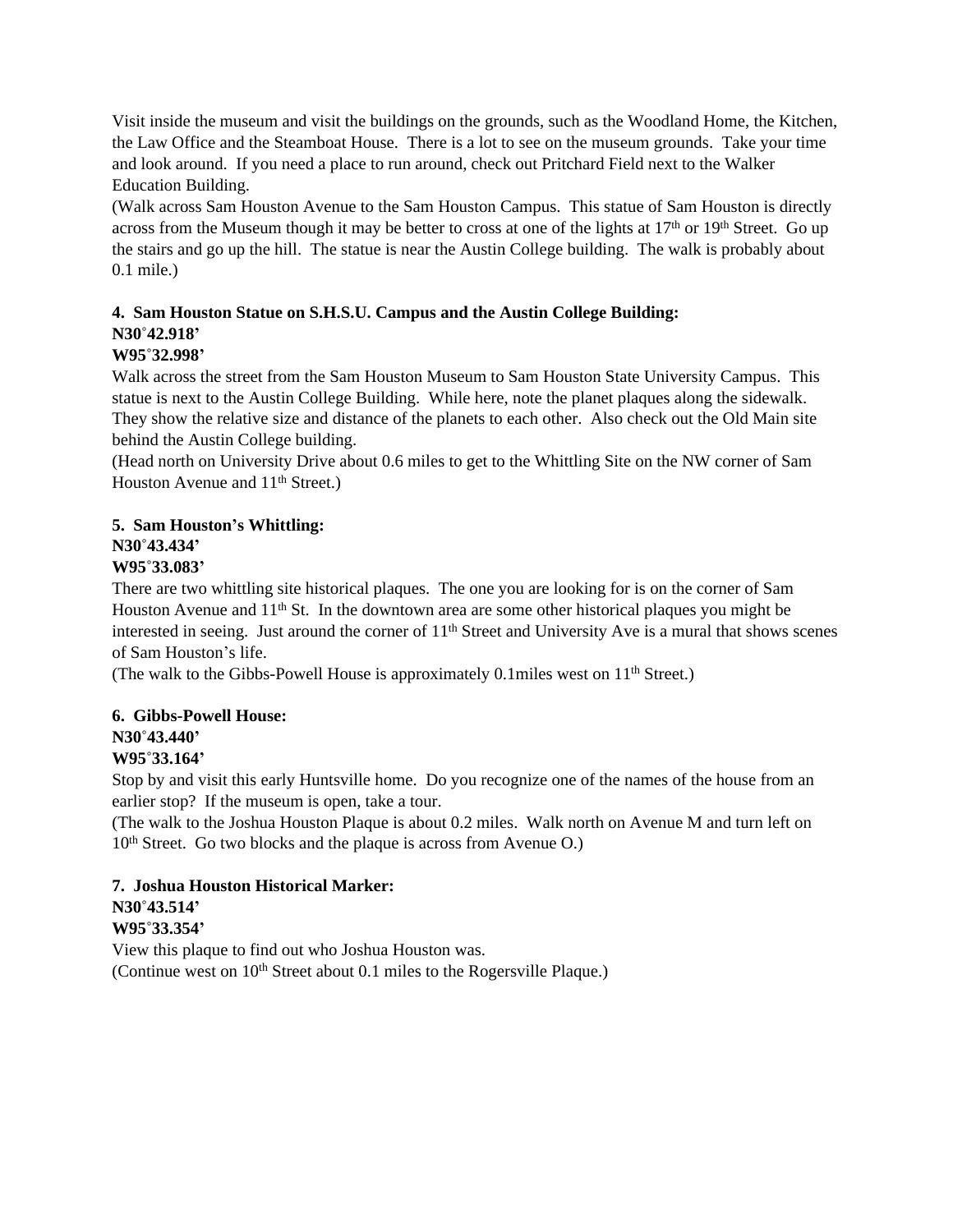Visit inside the museum and visit the buildings on the grounds, such as the Woodland Home, the Kitchen, the Law Office and the Steamboat House. There is a lot to see on the museum grounds. Take your time and look around. If you need a place to run around, check out Pritchard Field next to the Walker Education Building.
(Walk across Sam Houston Avenue to the Sam Houston Campus. This statue of Sam Houston is directly across from the Museum though it may be better to cross at one of the lights at 17th or 19th Street. Go up the stairs and go up the hill. The statue is near the Austin College building. The walk is probably about 0.1 mile.)

**4. Sam Houston Statue on S.H.S.U. Campus and the Austin College Building:**
**N30˚42.918'**
**W95˚32.998'**
Walk across the street from the Sam Houston Museum to Sam Houston State University Campus. This statue is next to the Austin College Building. While here, note the planet plaques along the sidewalk. They show the relative size and distance of the planets to each other. Also check out the Old Main site behind the Austin College building.
(Head north on University Drive about 0.6 miles to get to the Whittling Site on the NW corner of Sam Houston Avenue and 11th Street.)

**5. Sam Houston's Whittling:**
**N30˚43.434'**
**W95˚33.083'**
There are two whittling site historical plaques. The one you are looking for is on the corner of Sam Houston Avenue and 11th St. In the downtown area are some other historical plaques you might be interested in seeing. Just around the corner of 11th Street and University Ave is a mural that shows scenes of Sam Houston's life.
(The walk to the Gibbs-Powell House is approximately 0.1miles west on 11th Street.)

**6. Gibbs-Powell House:**
**N30˚43.440'**
**W95˚33.164'**
Stop by and visit this early Huntsville home. Do you recognize one of the names of the house from an earlier stop? If the museum is open, take a tour.
(The walk to the Joshua Houston Plaque is about 0.2 miles. Walk north on Avenue M and turn left on 10th Street. Go two blocks and the plaque is across from Avenue O.)

**7. Joshua Houston Historical Marker:**
**N30˚43.514'**
**W95˚33.354'**
View this plaque to find out who Joshua Houston was.
(Continue west on 10th Street about 0.1 miles to the Rogersville Plaque.)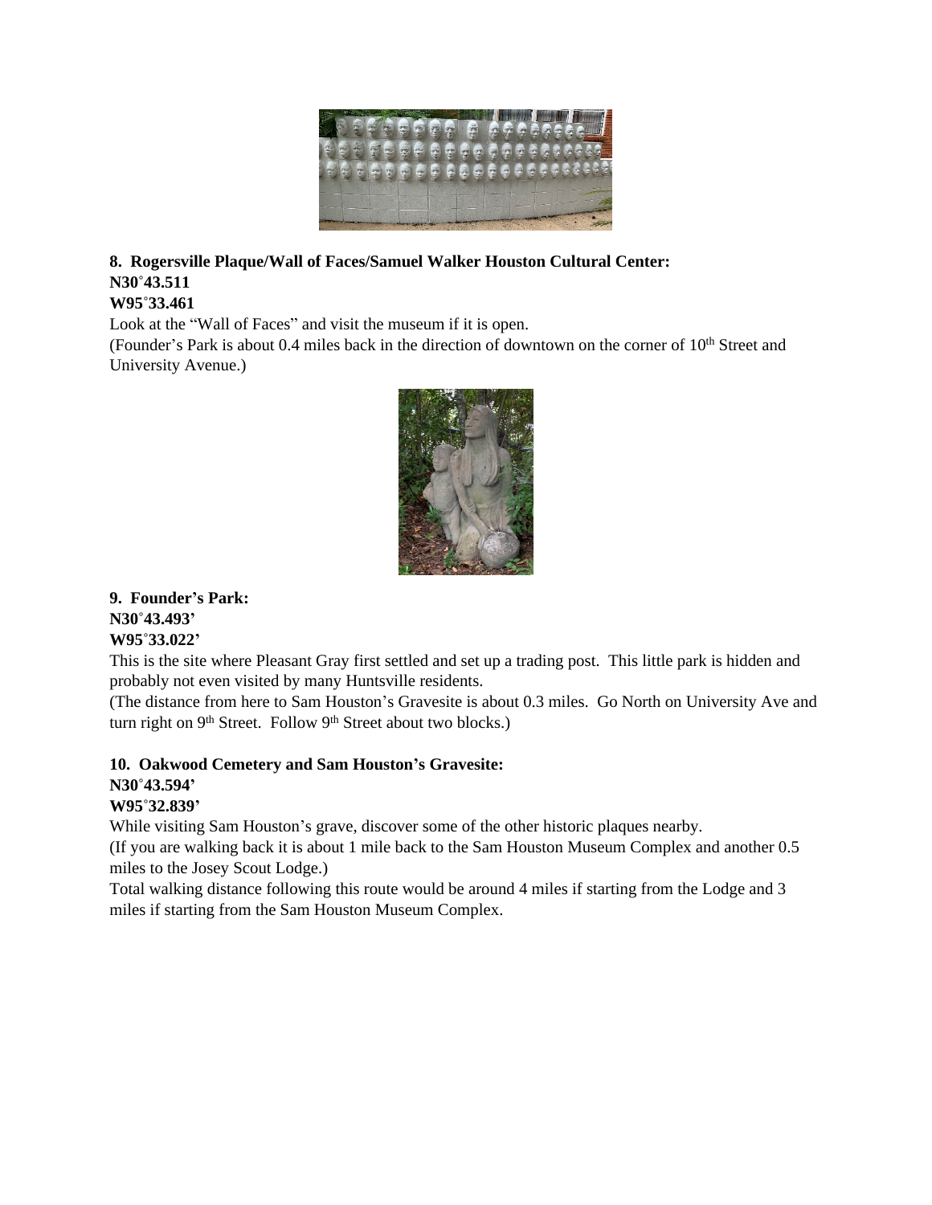**8. Rogersville Plaque/Wall of Faces/Samuel Walker Houston Cultural Center:**
**N30˚43.511**
**W95˚33.461**

Look at the "Wall of Faces" and visit the museum if it is open.

(Founder's Park is about 0.4 miles back in the direction of downtown on the corner of 10th Street and University Avenue.)

**9. Founder's Park:**
**N30˚43.493'**
**W95˚33.022'**

This is the site where Pleasant Gray first settled and set up a trading post. This little park is hidden and probably not even visited by many Huntsville residents.

(The distance from here to Sam Houston's Gravesite is about 0.3 miles. Go North on University Ave and turn right on 9th Street. Follow 9th Street about two blocks.)

**10. Oakwood Cemetery and Sam Houston's Gravesite:**
**N30˚43.594'**
**W95˚32.839'**

While visiting Sam Houston's grave, discover some of the other historic plaques nearby.

(If you are walking back it is about 1 mile back to the Sam Houston Museum Complex and another 0.5 miles to the Josey Scout Lodge.)

Total walking distance following this route would be around 4 miles if starting from the Lodge and 3 miles if starting from the Sam Houston Museum Complex.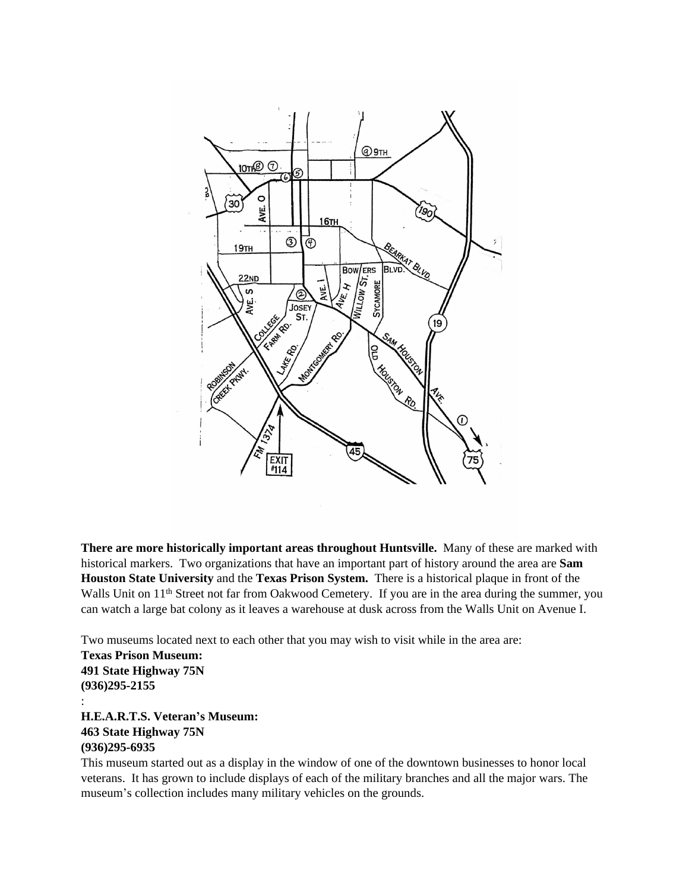**There are more historically important areas throughout Huntsville.** Many of these are marked with historical markers. Two organizations that have an important part of history around the area are **Sam Houston State University** and the **Texas Prison System.** There is a historical plaque in front of the Walls Unit on 11th Street not far from Oakwood Cemetery. If you are in the area during the summer, you can watch a large bat colony as it leaves a warehouse at dusk across from the Walls Unit on Avenue I.

Two museums located next to each other that you may wish to visit while in the area are:

**Texas Prison Museum:**
**491 State Highway 75N**
**(936)295-2155**
:
**H.E.A.R.T.S. Veteran's Museum:**
**463 State Highway 75N**
**(936)295-6935**

This museum started out as a display in the window of one of the downtown businesses to honor local veterans. It has grown to include displays of each of the military branches and all the major wars. The museum's collection includes many military vehicles on the grounds.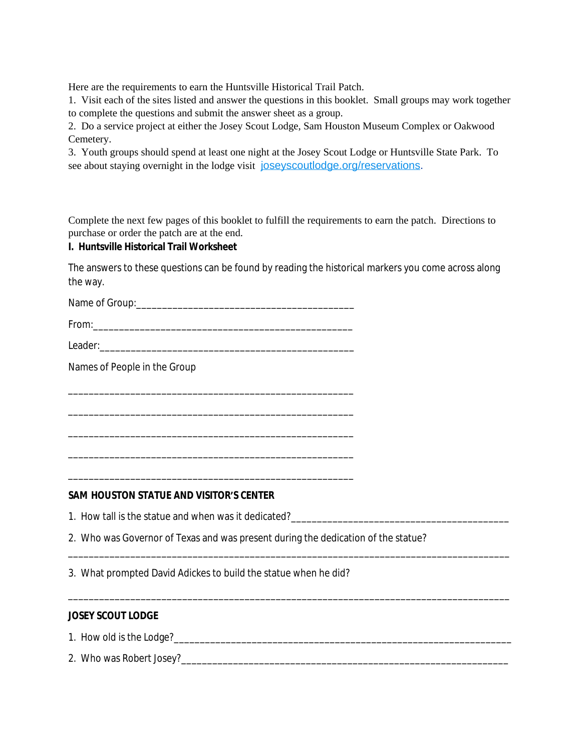Here are the requirements to earn the Huntsville Historical Trail Patch.

1. Visit each of the sites listed and answer the questions in this booklet. Small groups may work together to complete the questions and submit the answer sheet as a group.
2. Do a service project at either the Josey Scout Lodge, Sam Houston Museum Complex or Oakwood Cemetery.
3. Youth groups should spend at least one night at the Josey Scout Lodge or Huntsville State Park. To see about staying overnight in the lodge visit joseyscoutlodge.org/reservations.

Complete the next few pages of this booklet to fulfill the requirements to earn the patch. Directions to purchase or order the patch are at the end.

**I. Huntsville Historical Trail Worksheet**

The answers to these questions can be found by reading the historical markers you come across along the way.

Name of Group:__________________________________________

From:__________________________________________________

Leader:_________________________________________________

Names of People in the Group

_______________________________________________________

_______________________________________________________

_______________________________________________________

_______________________________________________________

_______________________________________________________

**SAM HOUSTON STATUE AND VISITOR'S CENTER**

1. How tall is the statue and when was it dedicated?___________________________________________

2. Who was Governor of Texas and was present during the dedication of the statue?

_____________________________________________________________________________________

3. What prompted David Adickes to build the statue when he did?

_____________________________________________________________________________________

**JOSEY SCOUT LODGE**

1. How old is the Lodge?___________________________________________________________________

2. Who was Robert Josey?_________________________________________________________________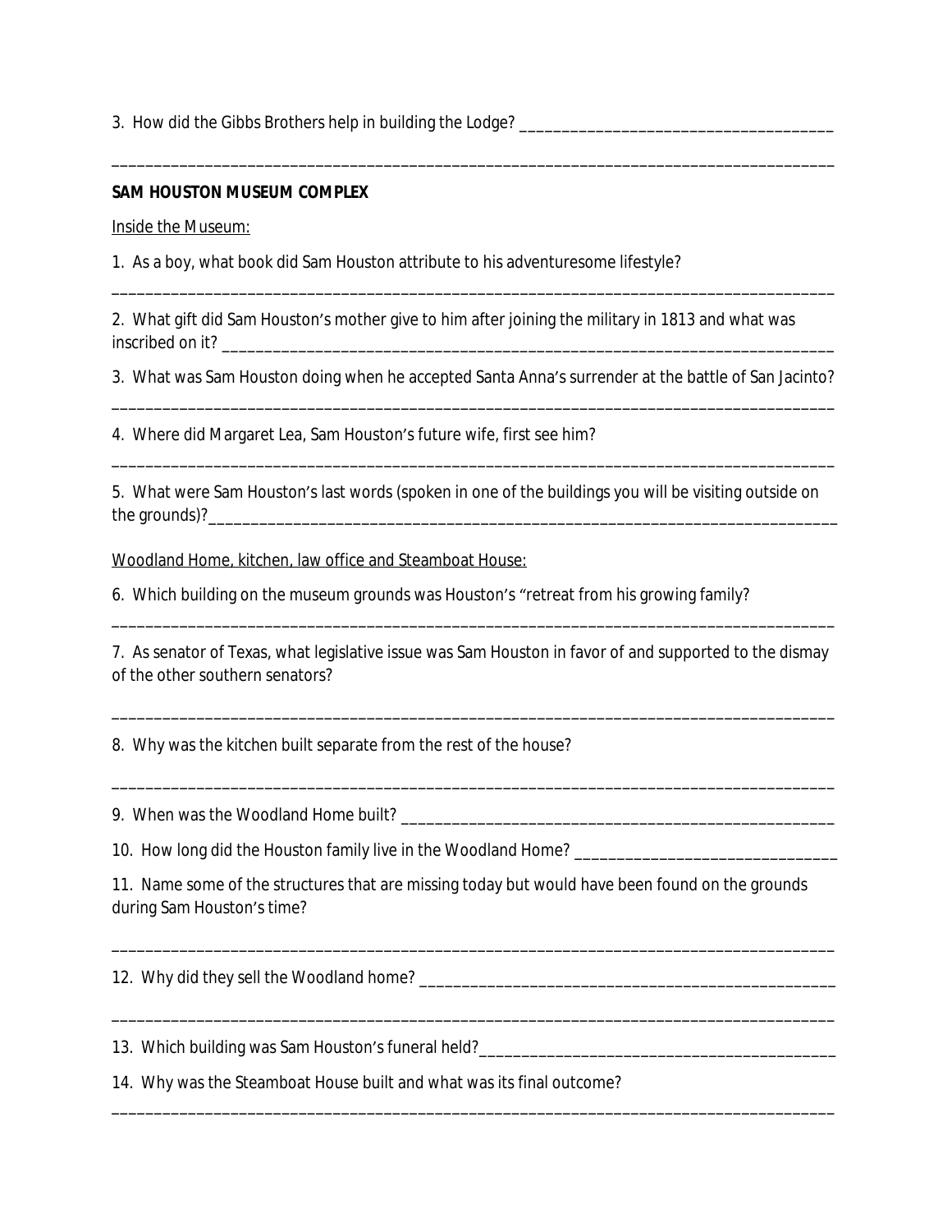3. How did the Gibbs Brothers help in building the Lodge? ______________________________________

_________________________________________________________________________________________

**SAM HOUSTON MUSEUM COMPLEX**

Inside the Museum:

1. As a boy, what book did Sam Houston attribute to his adventuresome lifestyle?

_________________________________________________________________________________________

2. What gift did Sam Houston's mother give to him after joining the military in 1813 and what was inscribed on it? ___________________________________________________________________________

3. What was Sam Houston doing when he accepted Santa Anna's surrender at the battle of San Jacinto?

_________________________________________________________________________________________

4. Where did Margaret Lea, Sam Houston's future wife, first see him?

_________________________________________________________________________________________

5. What were Sam Houston's last words (spoken in one of the buildings you will be visiting outside on the grounds)?_____________________________________________________________________________

Woodland Home, kitchen, law office and Steamboat House:

6. Which building on the museum grounds was Houston's "retreat from his growing family?

_________________________________________________________________________________________

7. As senator of Texas, what legislative issue was Sam Houston in favor of and supported to the dismay of the other southern senators?

_________________________________________________________________________________________

8. Why was the kitchen built separate from the rest of the house?

_________________________________________________________________________________________

9. When was the Woodland Home built? _____________________________________________________

10. How long did the Houston family live in the Woodland Home? _______________________________

11. Name some of the structures that are missing today but would have been found on the grounds during Sam Houston's time?

_________________________________________________________________________________________

12. Why did they sell the Woodland home? __________________________________________________

_________________________________________________________________________________________

13. Which building was Sam Houston's funeral held?___________________________________________

14. Why was the Steamboat House built and what was its final outcome?

_________________________________________________________________________________________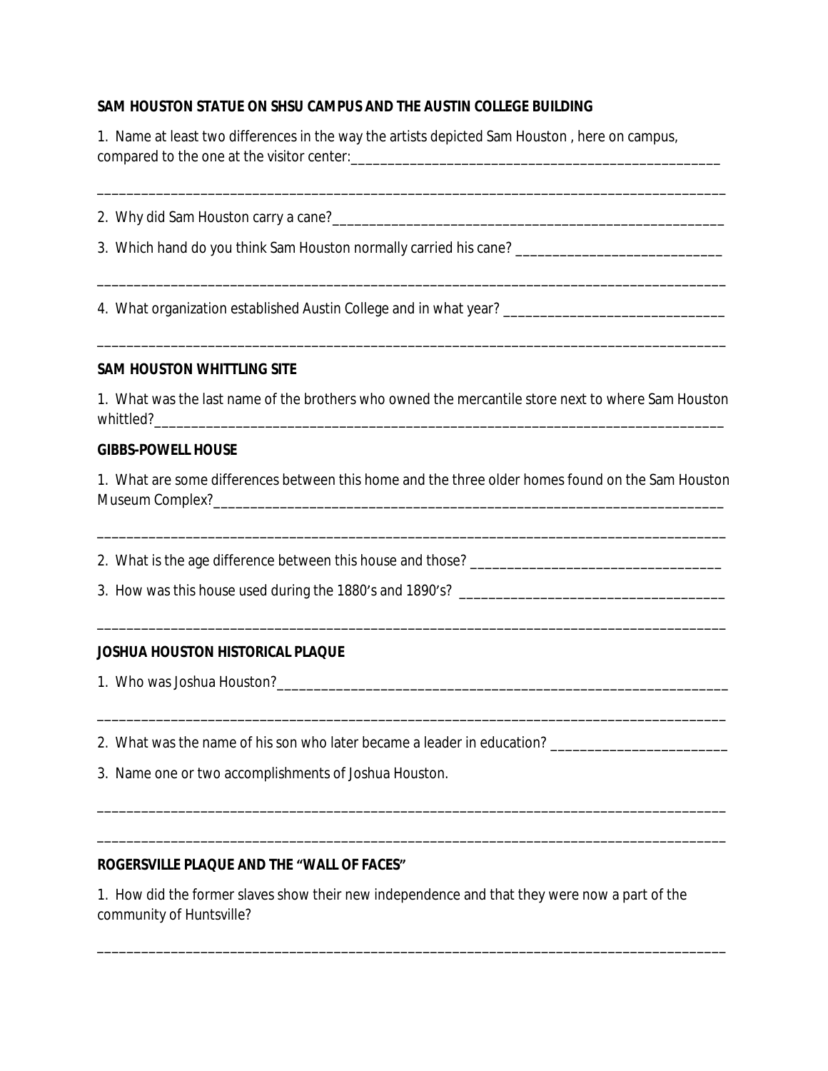**SAM HOUSTON STATUE ON SHSU CAMPUS AND THE AUSTIN COLLEGE BUILDING**

1. Name at least two differences in the way the artists depicted Sam Houston , here on campus, compared to the one at the visitor center:____________________________________________________

______________________________________________________________________________________

2. Why did Sam Houston carry a cane?____________________________________________________

3. Which hand do you think Sam Houston normally carried his cane? ____________________________

______________________________________________________________________________________

4. What organization established Austin College and in what year? ______________________________

______________________________________________________________________________________

**SAM HOUSTON WHITTLING SITE**

1. What was the last name of the brothers who owned the mercantile store next to where Sam Houston whittled?_____________________________________________________________________________

**GIBBS-POWELL HOUSE**

1. What are some differences between this home and the three older homes found on the Sam Houston Museum Complex?______________________________________________________________________

______________________________________________________________________________________

2. What is the age difference between this house and those? __________________________________

3. How was this house used during the 1880's and 1890's? ____________________________________

______________________________________________________________________________________

**JOSHUA HOUSTON HISTORICAL PLAQUE**

1. Who was Joshua Houston?____________________________________________________________

______________________________________________________________________________________

2. What was the name of his son who later became a leader in education? ________________________

3. Name one or two accomplishments of Joshua Houston.

______________________________________________________________________________________

______________________________________________________________________________________

**ROGERSVILLE PLAQUE AND THE "WALL OF FACES"**

1. How did the former slaves show their new independence and that they were now a part of the community of Huntsville?

______________________________________________________________________________________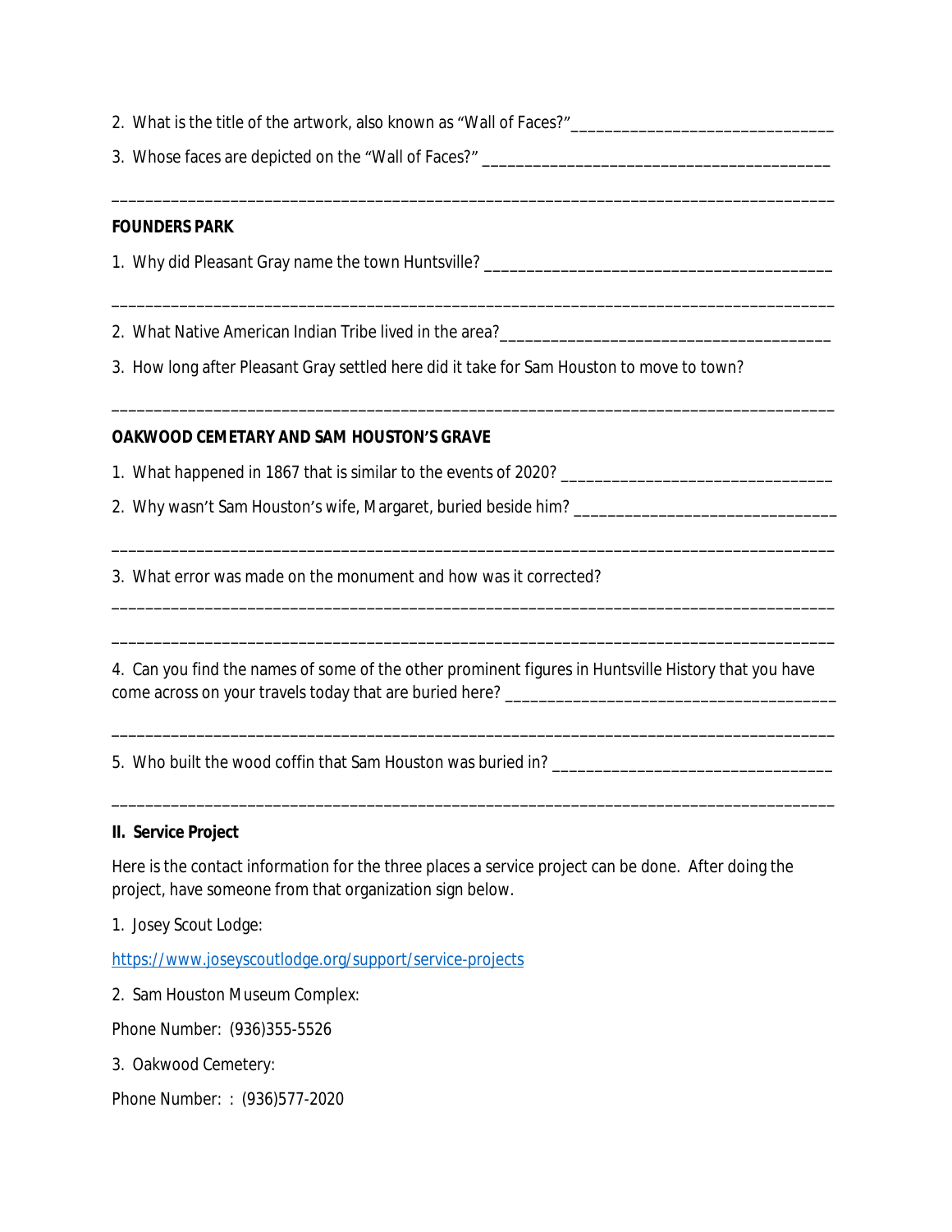2. What is the title of the artwork, also known as "Wall of Faces?"_______________________________

3. Whose faces are depicted on the "Wall of Faces?" ________________________________________

_________________________________________________________________________________________

**FOUNDERS PARK**

1. Why did Pleasant Gray name the town Huntsville? ________________________________________

_________________________________________________________________________________________

2. What Native American Indian Tribe lived in the area?______________________________________

3. How long after Pleasant Gray settled here did it take for Sam Houston to move to town?

_________________________________________________________________________________________

**OAKWOOD CEMETARY AND SAM HOUSTON'S GRAVE**

1. What happened in 1867 that is similar to the events of 2020? ________________________________

2. Why wasn't Sam Houston's wife, Margaret, buried beside him? ______________________________

_________________________________________________________________________________________

3. What error was made on the monument and how was it corrected?

_________________________________________________________________________________________

_________________________________________________________________________________________

4. Can you find the names of some of the other prominent figures in Huntsville History that you have come across on your travels today that are buried here? ______________________________________

_________________________________________________________________________________________

5. Who built the wood coffin that Sam Houston was buried in? ________________________________

_________________________________________________________________________________________

**II. Service Project**

Here is the contact information for the three places a service project can be done. After doing the project, have someone from that organization sign below.

1. Josey Scout Lodge:

https://www.joseyscoutlodge.org/support/service-projects

2. Sam Houston Museum Complex:

Phone Number: (936)355-5526

3. Oakwood Cemetery:

Phone Number: : (936)577-2020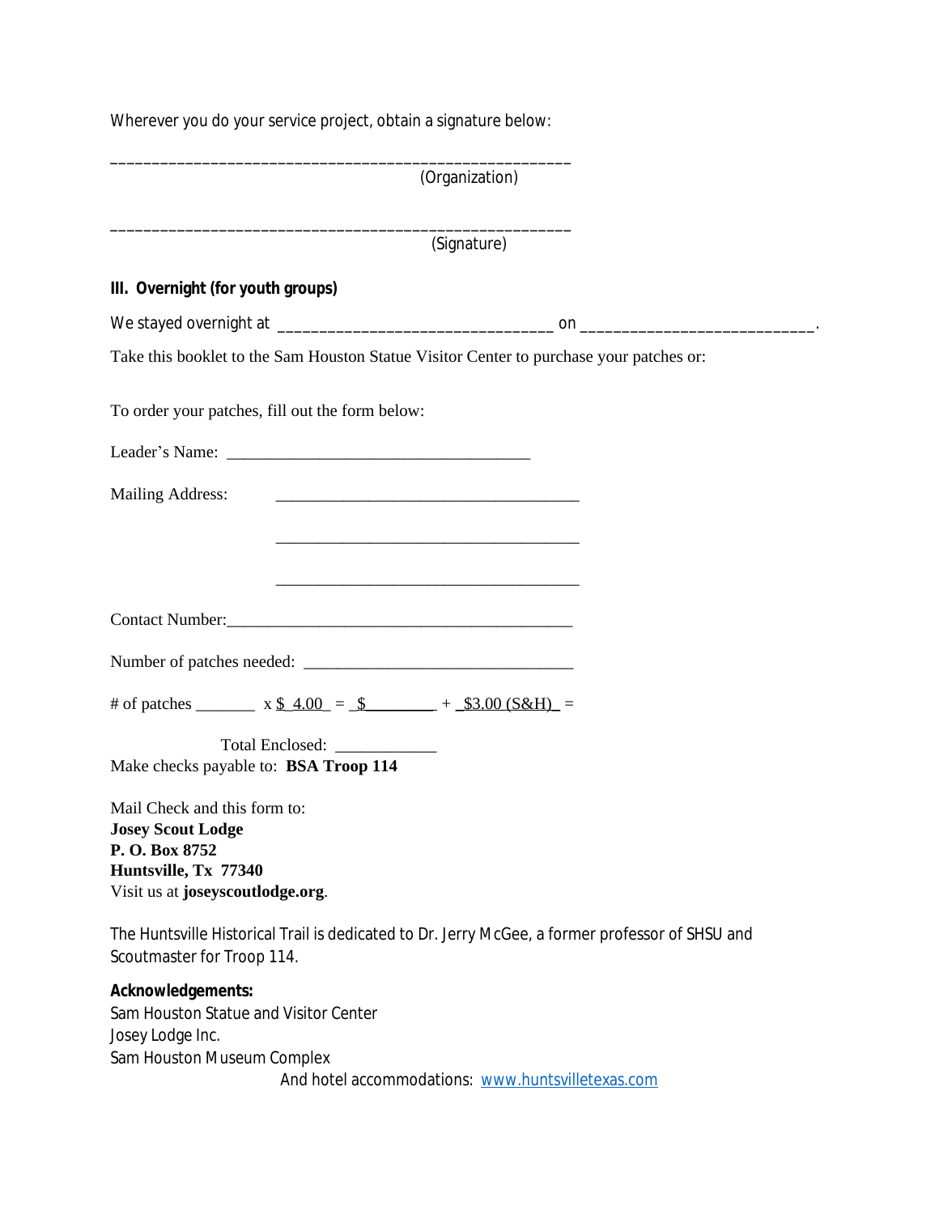Wherever you do your service project, obtain a signature below:

_______________________________________________________
(Organization)

_______________________________________________________
(Signature)

### III. Overnight (for youth groups)

We stayed overnight at _______________________________ on __________________________.

Take this booklet to the Sam Houston Statue Visitor Center to purchase your patches or:

To order your patches, fill out the form below:

Leader's Name: ___________________________________

Mailing Address: ___________________________________

___________________________________

___________________________________

Contact Number:_______________________________________

Number of patches needed: _______________________________

# of patches _______ x $ 4.00 = $________ + $3.00 (S&H) =

Total Enclosed: ____________

Make checks payable to: **BSA Troop 114**

Mail Check and this form to:
**Josey Scout Lodge**
**P. O. Box 8752**
**Huntsville, Tx 77340**
Visit us at **joseyscoutlodge.org**.

The Huntsville Historical Trail is dedicated to Dr. Jerry McGee, a former professor of SHSU and Scoutmaster for Troop 114.

**Acknowledgements:**
Sam Houston Statue and Visitor Center
Josey Lodge Inc.
Sam Houston Museum Complex
And hotel accommodations: www.huntsvilletexas.com